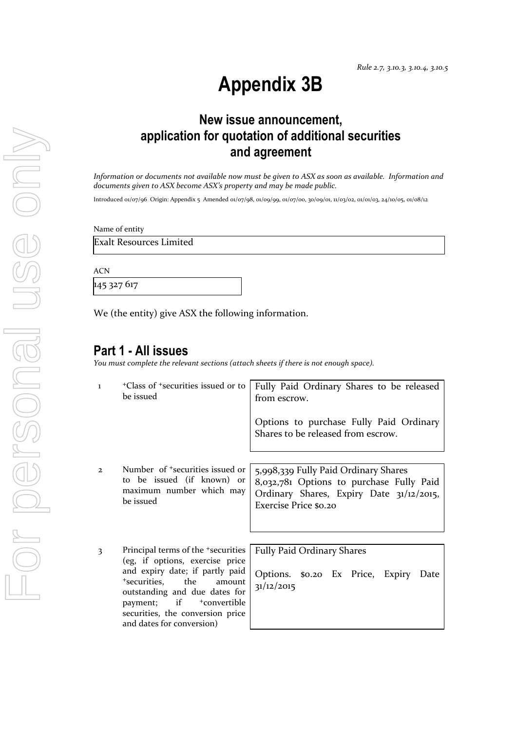*Rule 2.7, 3.10.3, 3.10.4, 3.10.5*

# Appendix 3B

## New issue announcement, application for quotation of additional securities and agreement

*Information or documents not available now must be given to ASX as soon as available. Information and documents given to ASX become ASX's property and may be made public.*

Introduced 01/07/96 Origin: Appendix 5 Amended 01/07/98, 01/09/99, 01/07/00, 30/09/01, 11/03/02, 01/01/03, 24/10/05, 01/08/12

Name of entity

Exalt Resources Limited

ACN

145 327 617

We (the entity) give ASX the following information.

## Part 1 - All issues

*You must complete the relevant sections (attach sheets if there is not enough space).*

| | | |
|---|---|---|
| 1 | +Class of +securities issued or to be issued | Fully Paid Ordinary Shares to be released from escrow.<br><br>Options to purchase Fully Paid Ordinary Shares to be released from escrow. |
| 2 | Number of +securities issued or to be issued (if known) or maximum number which may be issued | 5,998,339 Fully Paid Ordinary Shares<br>8,032,781 Options to purchase Fully Paid Ordinary Shares, Expiry Date 31/12/2015, Exercise Price $0.20 |
| 3 | Principal terms of the +securities (eg, if options, exercise price and expiry date; if partly paid +securities, the amount outstanding and due dates for payment; if +convertible securities, the conversion price and dates for conversion) | Fully Paid Ordinary Shares<br><br>Options. $0.20 Ex Price, Expiry Date 31/12/2015 |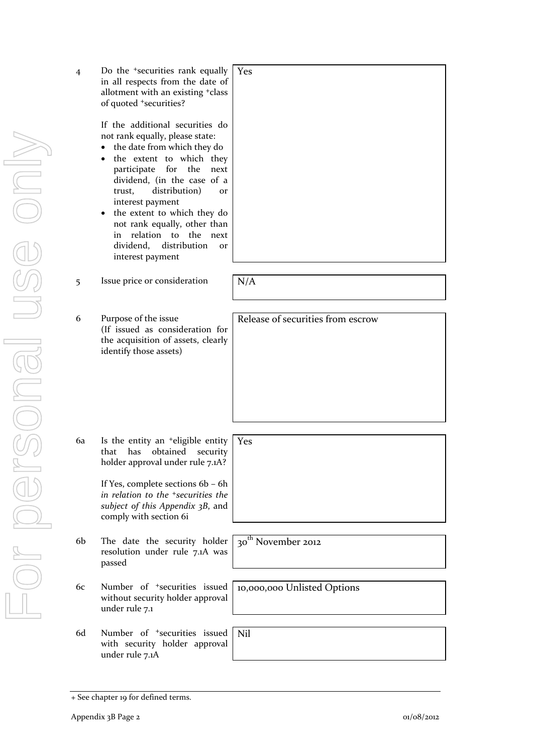| | | |
|---|---|---|
| 4 | Do the +securities rank equally in all respects from the date of allotment with an existing +class of quoted +securities?<br><br>If the additional securities do not rank equally, please state:<br>• the date from which they do<br>• the extent to which they participate for the next dividend, (in the case of a trust, distribution) or interest payment<br>• the extent to which they do not rank equally, other than in relation to the next dividend, distribution or interest payment | Yes |
| 5 | Issue price or consideration | N/A |
| 6 | Purpose of the issue<br>(If issued as consideration for the acquisition of assets, clearly identify those assets) | Release of securities from escrow |
| 6a | Is the entity an +eligible entity that has obtained security holder approval under rule 7.1A?<br><br>If Yes, complete sections 6b – 6h *in relation to the +securities the subject of this Appendix 3B*, and comply with section 6i | Yes |
| 6b | The date the security holder resolution under rule 7.1A was passed | 30th November 2012 |
| 6c | Number of +securities issued without security holder approval under rule 7.1 | 10,000,000 Unlisted Options |
| 6d | Number of +securities issued with security holder approval under rule 7.1A | Nil |

+ See chapter 19 for defined terms.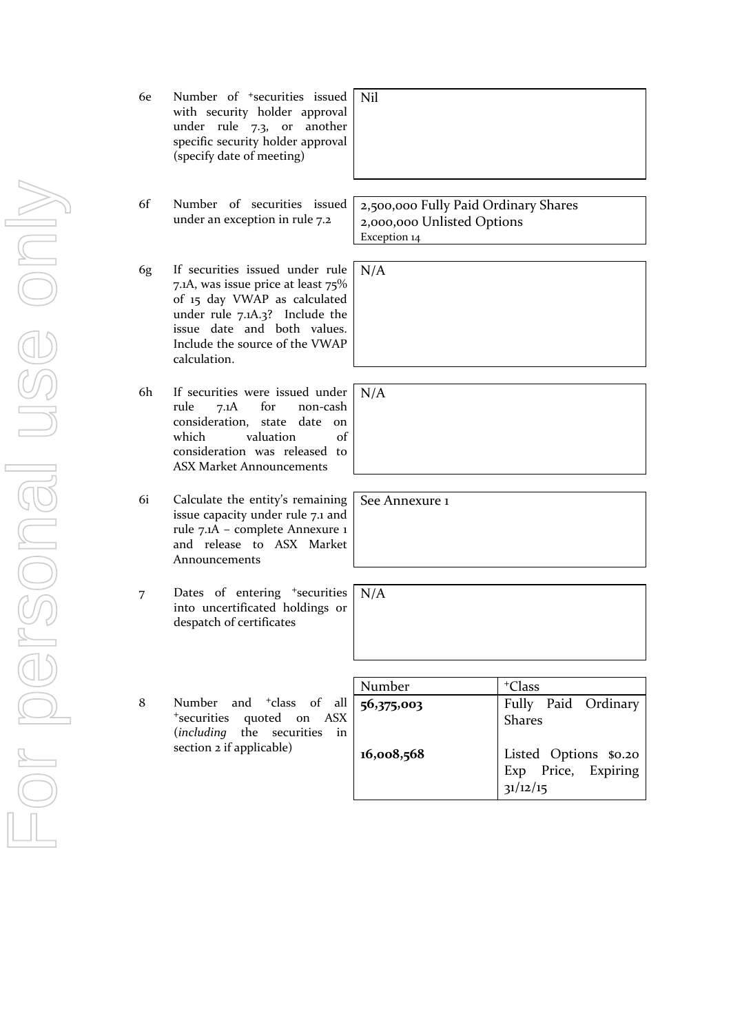| | | |
|---|---|---|
| 6e | Number of +securities issued with security holder approval under rule 7.3, or another specific security holder approval (specify date of meeting) | Nil |
| 6f | Number of securities issued under an exception in rule 7.2 | 2,500,000 Fully Paid Ordinary Shares<br>2,000,000 Unlisted Options<br>Exception 14 |
| 6g | If securities issued under rule 7.1A, was issue price at least 75% of 15 day VWAP as calculated under rule 7.1A.3? Include the issue date and both values. Include the source of the VWAP calculation. | N/A |
| 6h | If securities were issued under rule 7.1A for non-cash consideration, state date on which valuation of consideration was released to ASX Market Announcements | N/A |
| 6i | Calculate the entity's remaining issue capacity under rule 7.1 and rule 7.1A – complete Annexure 1 and release to ASX Market Announcements | See Annexure 1 |
| 7 | Dates of entering +securities into uncertificated holdings or despatch of certificates | N/A |

8 Number and +class of all +securities quoted on ASX (*including* the securities in section 2 if applicable)

| Number | +Class |
|---|---|
| **56,375,003** | Fully Paid Ordinary Shares |
| **16,008,568** | Listed Options $0.20 Exp Price, Expiring 31/12/15 |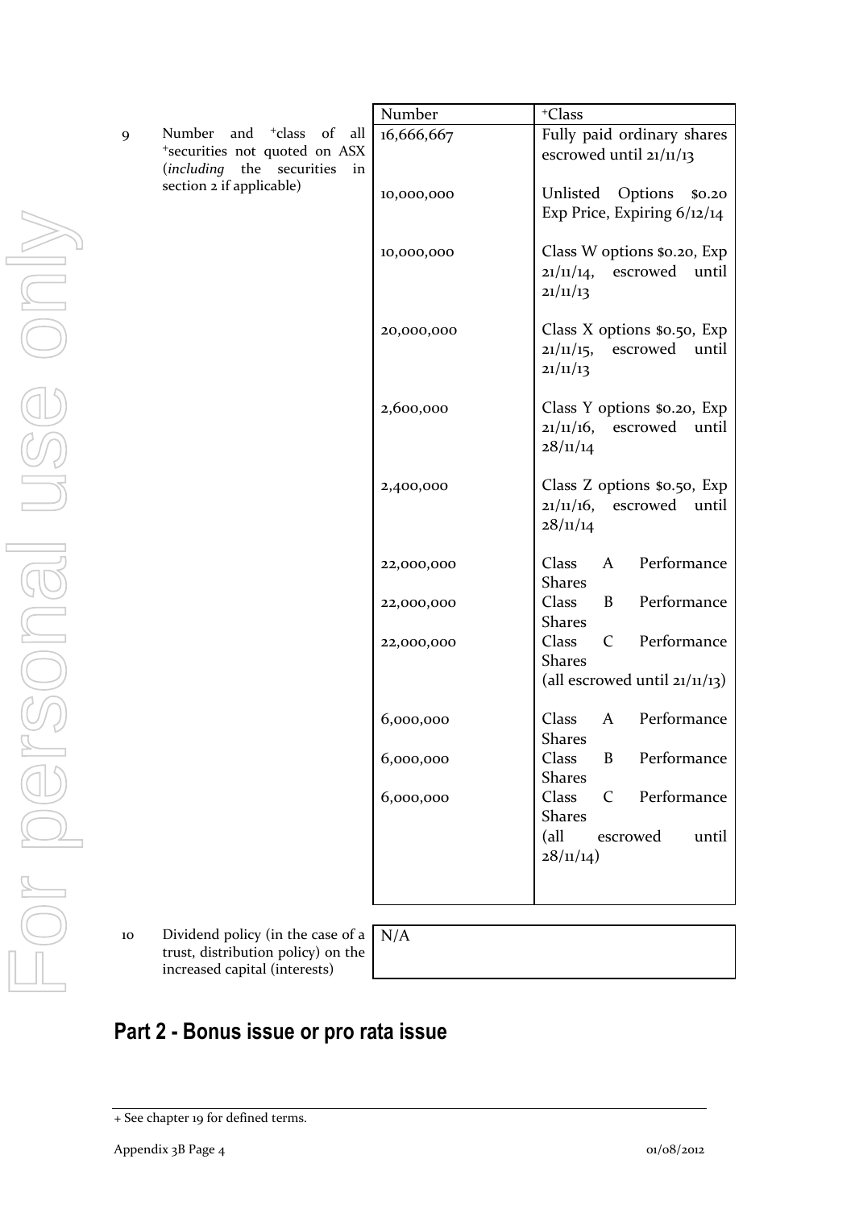| | | Number | +Class |
|---|---|---|---|
| 9 | Number and +class of all +securities not quoted on ASX (*including* the securities in section 2 if applicable) | 16,666,667 | Fully paid ordinary shares escrowed until 21/11/13 |
| | | 10,000,000 | Unlisted Options $0.20 Exp Price, Expiring 6/12/14 |
| | | 10,000,000 | Class W options $0.20, Exp 21/11/14, escrowed until 21/11/13 |
| | | 20,000,000 | Class X options $0.50, Exp 21/11/15, escrowed until 21/11/13 |
| | | 2,600,000 | Class Y options $0.20, Exp 21/11/16, escrowed until 28/11/14 |
| | | 2,400,000 | Class Z options $0.50, Exp 21/11/16, escrowed until 28/11/14 |
| | | 22,000,000 | Class A Performance Shares |
| | | 22,000,000 | Class B Performance Shares |
| | | 22,000,000 | Class C Performance Shares (all escrowed until 21/11/13) |
| | | 6,000,000 | Class A Performance Shares |
| | | 6,000,000 | Class B Performance Shares |
| | | 6,000,000 | Class C Performance Shares (all escrowed until 28/11/14) |

| | | |
|---|---|---|
| 10 | Dividend policy (in the case of a trust, distribution policy) on the increased capital (interests) | N/A |

## Part 2 - Bonus issue or pro rata issue

+ See chapter 19 for defined terms.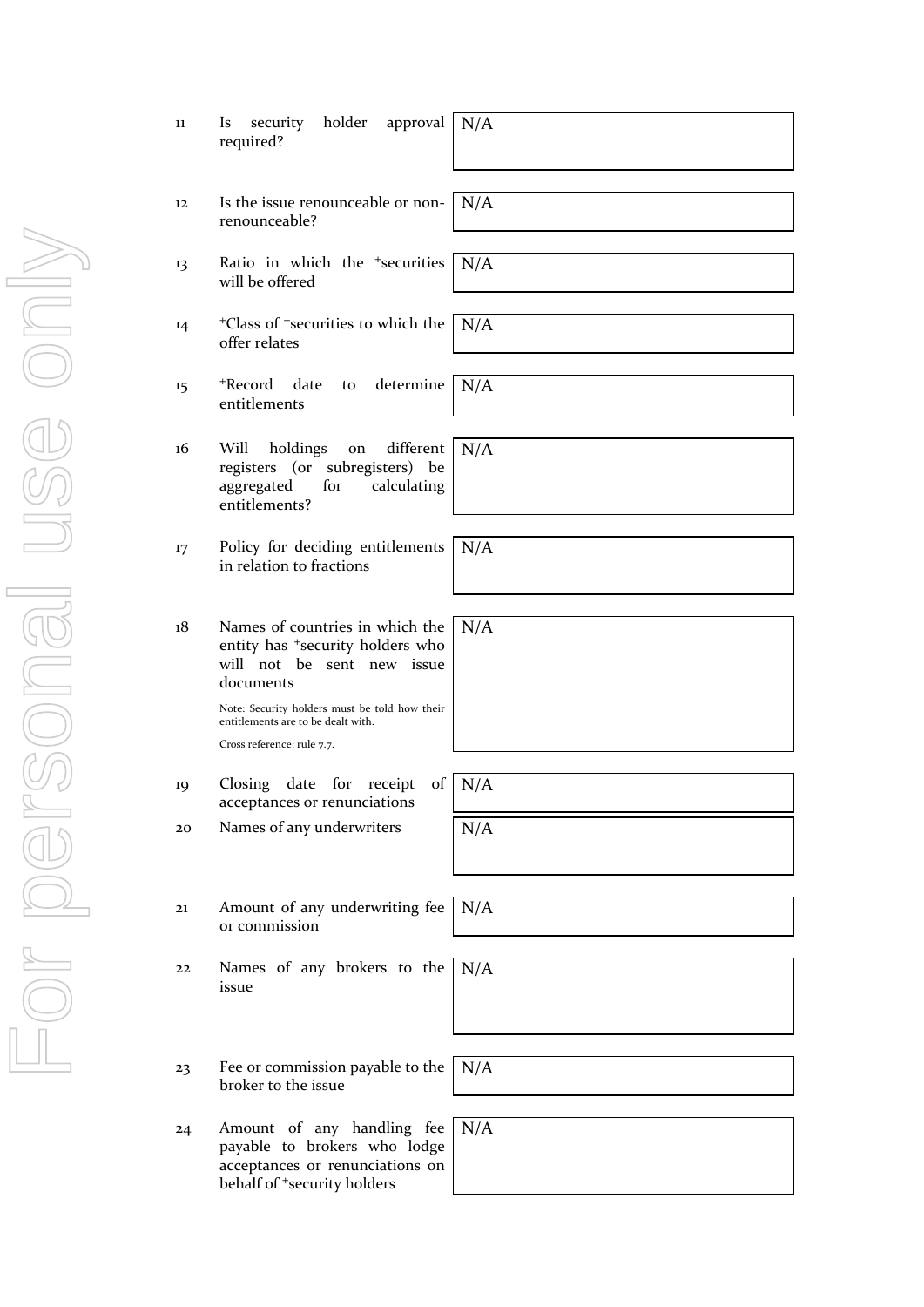| | | |
|---|---|---|
| 11 | Is security holder approval required? | N/A |
| 12 | Is the issue renounceable or non-renounceable? | N/A |
| 13 | Ratio in which the +securities will be offered | N/A |
| 14 | +Class of +securities to which the offer relates | N/A |
| 15 | +Record date to determine entitlements | N/A |
| 16 | Will holdings on different registers (or subregisters) be aggregated for calculating entitlements? | N/A |
| 17 | Policy for deciding entitlements in relation to fractions | N/A |
| 18 | Names of countries in which the entity has +security holders who will not be sent new issue documents<br><br>Note: Security holders must be told how their entitlements are to be dealt with.<br><br>Cross reference: rule 7.7. | N/A |
| 19 | Closing date for receipt of acceptances or renunciations | N/A |
| 20 | Names of any underwriters | N/A |
| 21 | Amount of any underwriting fee or commission | N/A |
| 22 | Names of any brokers to the issue | N/A |
| 23 | Fee or commission payable to the broker to the issue | N/A |
| 24 | Amount of any handling fee payable to brokers who lodge acceptances or renunciations on behalf of +security holders | N/A |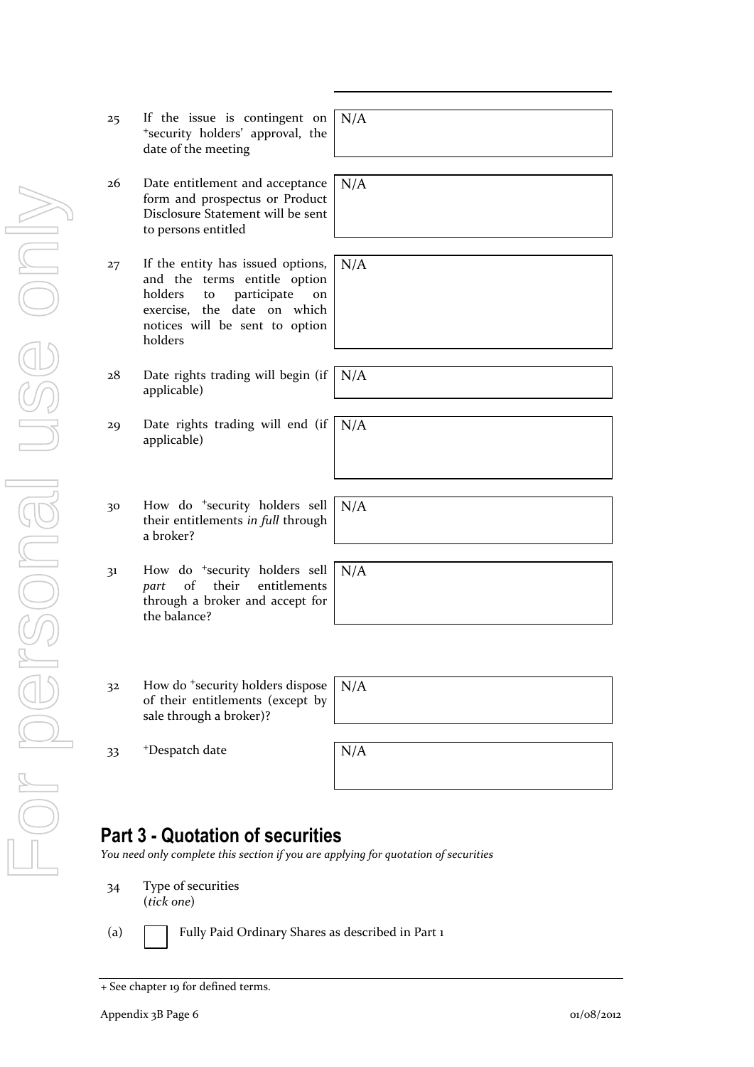| | | |
|---|---|---|
| 25 | If the issue is contingent on +security holders' approval, the date of the meeting | N/A |
| 26 | Date entitlement and acceptance form and prospectus or Product Disclosure Statement will be sent to persons entitled | N/A |
| 27 | If the entity has issued options, and the terms entitle option holders to participate on exercise, the date on which notices will be sent to option holders | N/A |
| 28 | Date rights trading will begin (if applicable) | N/A |
| 29 | Date rights trading will end (if applicable) | N/A |
| 30 | How do +security holders sell their entitlements *in full* through a broker? | N/A |
| 31 | How do +security holders sell *part* of their entitlements through a broker and accept for the balance? | N/A |
| 32 | How do +security holders dispose of their entitlements (except by sale through a broker)? | N/A |
| 33 | +Despatch date | N/A |

## Part 3 - Quotation of securities

*You need only complete this section if you are applying for quotation of securities*

34 Type of securities
(*tick one*)

(a) ☐ Fully Paid Ordinary Shares as described in Part 1

+ See chapter 19 for defined terms.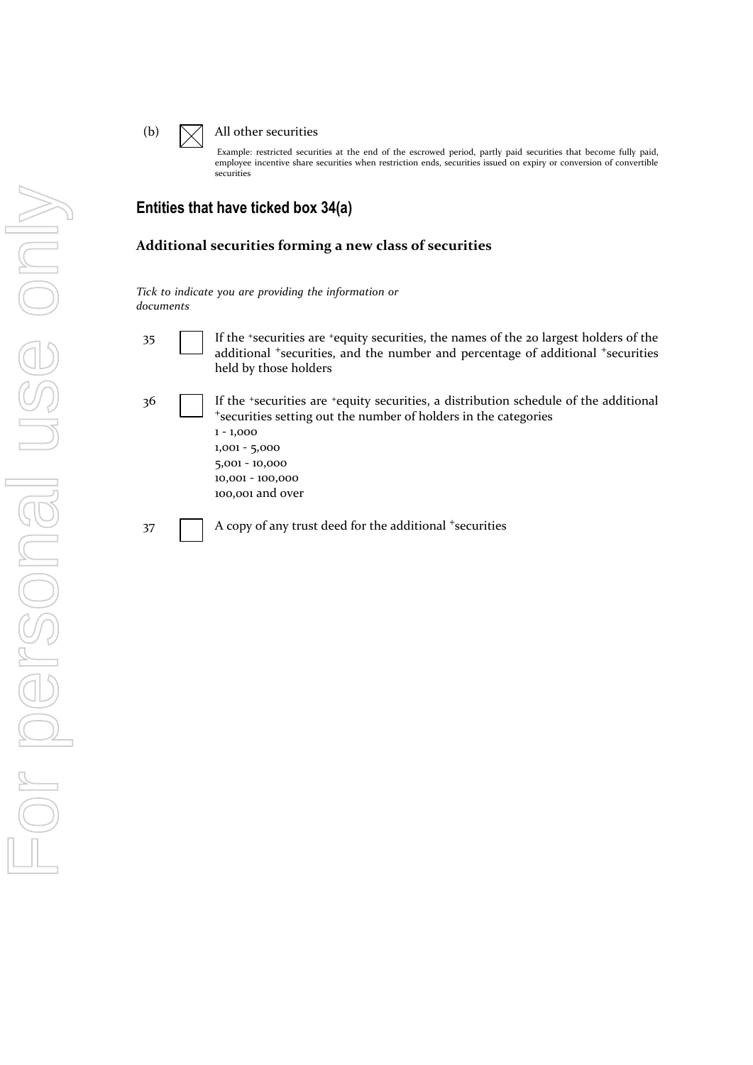(b) ☒ All other securities

Example: restricted securities at the end of the escrowed period, partly paid securities that become fully paid, employee incentive share securities when restriction ends, securities issued on expiry or conversion of convertible securities

## Entities that have ticked box 34(a)

### Additional securities forming a new class of securities

*Tick to indicate you are providing the information or documents*

35 ☐ If the +securities are +equity securities, the names of the 20 largest holders of the additional +securities, and the number and percentage of additional +securities held by those holders

36 ☐ If the +securities are +equity securities, a distribution schedule of the additional +securities setting out the number of holders in the categories
1 - 1,000
1,001 - 5,000
5,001 - 10,000
10,001 - 100,000
100,001 and over

37 ☐ A copy of any trust deed for the additional +securities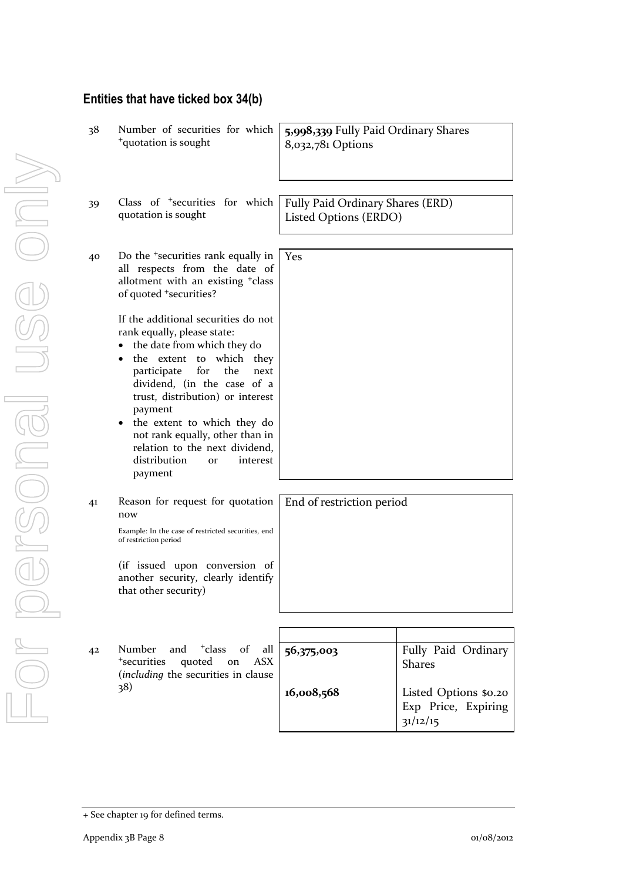## Entities that have ticked box 34(b)

| | | |
|---|---|---|
| 38 | Number of securities for which +quotation is sought | **5,998,339** Fully Paid Ordinary Shares<br>8,032,781 Options |
| 39 | Class of +securities for which quotation is sought | Fully Paid Ordinary Shares (ERD)<br>Listed Options (ERDO) |
| 40 | Do the +securities rank equally in all respects from the date of allotment with an existing +class of quoted +securities?<br><br>If the additional securities do not rank equally, please state:<br>• the date from which they do<br>• the extent to which they participate for the next dividend, (in the case of a trust, distribution) or interest payment<br>• the extent to which they do not rank equally, other than in relation to the next dividend, distribution or interest payment | Yes |
| 41 | Reason for request for quotation now<br><br>Example: In the case of restricted securities, end of restriction period<br><br>(if issued upon conversion of another security, clearly identify that other security) | End of restriction period |

| | | Number | +Class |
|---|---|---|---|
| 42 | Number and +class of all +securities quoted on ASX (*including* the securities in clause 38) | **56,375,003** | Fully Paid Ordinary Shares |
| | | **16,008,568** | Listed Options $0.20 Exp Price, Expiring 31/12/15 |

+ See chapter 19 for defined terms.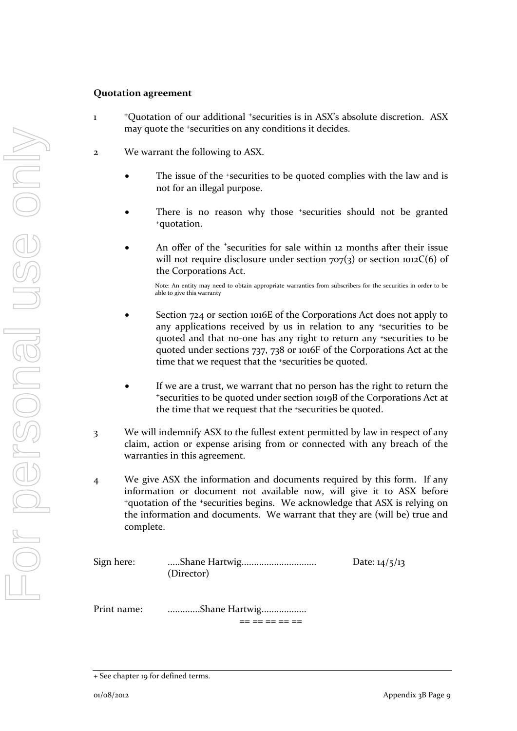**Quotation agreement**

1 +Quotation of our additional +securities is in ASX's absolute discretion. ASX may quote the +securities on any conditions it decides.

2 We warrant the following to ASX.

- The issue of the +securities to be quoted complies with the law and is not for an illegal purpose.
- There is no reason why those +securities should not be granted +quotation.
- An offer of the +securities for sale within 12 months after their issue will not require disclosure under section 707(3) or section 1012C(6) of the Corporations Act.

  Note: An entity may need to obtain appropriate warranties from subscribers for the securities in order to be able to give this warranty

- Section 724 or section 1016E of the Corporations Act does not apply to any applications received by us in relation to any +securities to be quoted and that no-one has any right to return any +securities to be quoted under sections 737, 738 or 1016F of the Corporations Act at the time that we request that the +securities be quoted.
- If we are a trust, we warrant that no person has the right to return the +securities to be quoted under section 1019B of the Corporations Act at the time that we request that the +securities be quoted.

3 We will indemnify ASX to the fullest extent permitted by law in respect of any claim, action or expense arising from or connected with any breach of the warranties in this agreement.

4 We give ASX the information and documents required by this form. If any information or document not available now, will give it to ASX before +quotation of the +securities begins. We acknowledge that ASX is relying on the information and documents. We warrant that they are (will be) true and complete.

Sign here: .....Shane Hartwig............................. (Director) Date: 14/5/13

Print name: .............Shane Hartwig..................

== == == == ==

+ See chapter 19 for defined terms.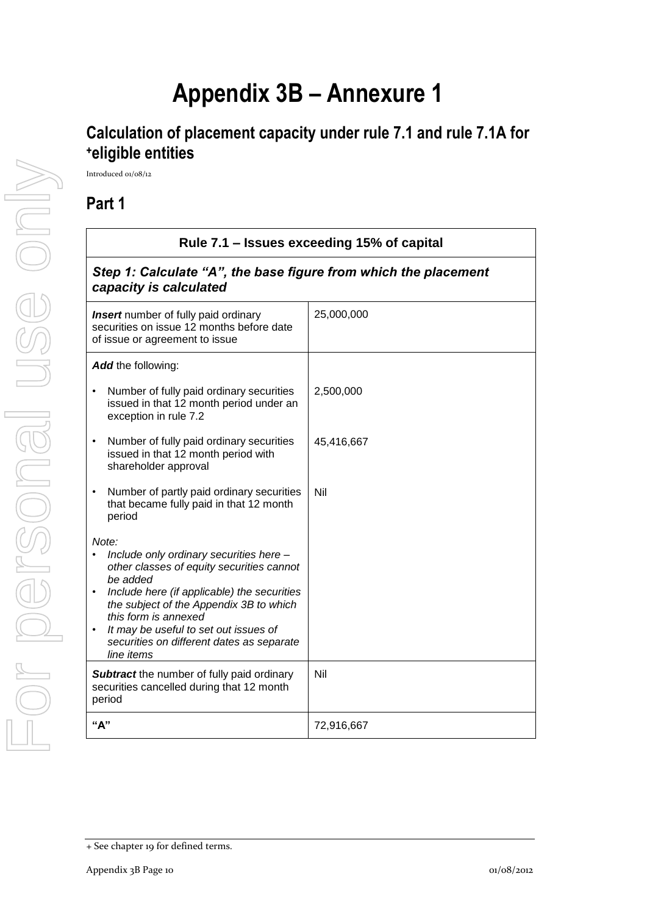# Appendix 3B – Annexure 1

## Calculation of placement capacity under rule 7.1 and rule 7.1A for +eligible entities

Introduced 01/08/12

## Part 1

| Rule 7.1 – Issues exceeding 15% of capital | |
|---|---|
| ***Step 1: Calculate "A", the base figure from which the placement capacity is calculated*** | |
| ***Insert*** number of fully paid ordinary securities on issue 12 months before date of issue or agreement to issue | 25,000,000 |
| ***Add*** the following:<br><br>• Number of fully paid ordinary securities issued in that 12 month period under an exception in rule 7.2<br><br>• Number of fully paid ordinary securities issued in that 12 month period with shareholder approval<br><br>• Number of partly paid ordinary securities that became fully paid in that 12 month period<br><br>*Note:*<br>• *Include only ordinary securities here – other classes of equity securities cannot be added*<br>• *Include here (if applicable) the securities the subject of the Appendix 3B to which this form is annexed*<br>• *It may be useful to set out issues of securities on different dates as separate line items* | <br><br>2,500,000<br><br>45,416,667<br><br>Nil |
| ***Subtract*** the number of fully paid ordinary securities cancelled during that 12 month period | Nil |
| **"A"** | 72,916,667 |

+ See chapter 19 for defined terms.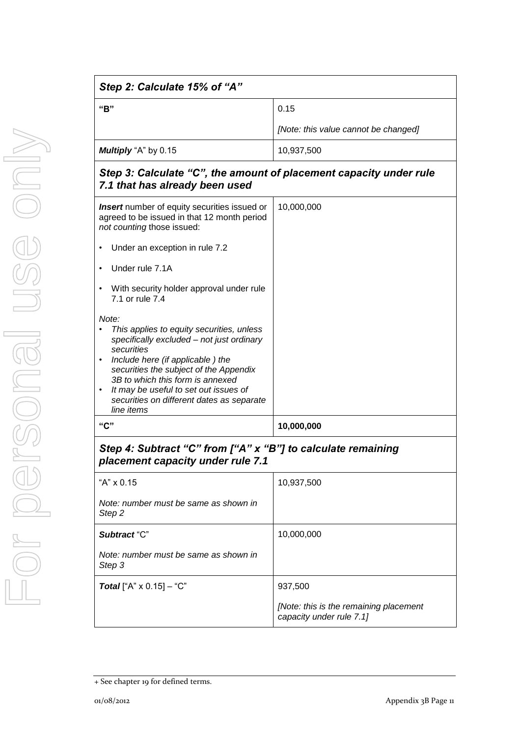| *Step 2: Calculate 15% of "A"* | |
|---|---|
| **"B"** | 0.15<br><br>*[Note: this value cannot be changed]* |
| ***Multiply*** "A" by 0.15 | 10,937,500 |

| *Step 3: Calculate "C", the amount of placement capacity under rule 7.1 that has already been used* | |
|---|---|
| ***Insert*** number of equity securities issued or agreed to be issued in that 12 month period *not counting* those issued:<br><br>• Under an exception in rule 7.2<br><br>• Under rule 7.1A<br><br>• With security holder approval under rule 7.1 or rule 7.4<br><br>*Note:*<br>• *This applies to equity securities, unless specifically excluded – not just ordinary securities*<br>• *Include here (if applicable ) the securities the subject of the Appendix 3B to which this form is annexed*<br>• *It may be useful to set out issues of securities on different dates as separate line items* | 10,000,000 |
| **"C"** | **10,000,000** |

| *Step 4: Subtract "C" from ["A" x "B"] to calculate remaining placement capacity under rule 7.1* | |
|---|---|
| "A" x 0.15<br><br>*Note: number must be same as shown in Step 2* | 10,937,500 |
| ***Subtract*** "C"<br><br>*Note: number must be same as shown in Step 3* | 10,000,000 |
| ***Total*** ["A" x 0.15] – "C" | 937,500<br><br>*[Note: this is the remaining placement capacity under rule 7.1]* |

+ See chapter 19 for defined terms.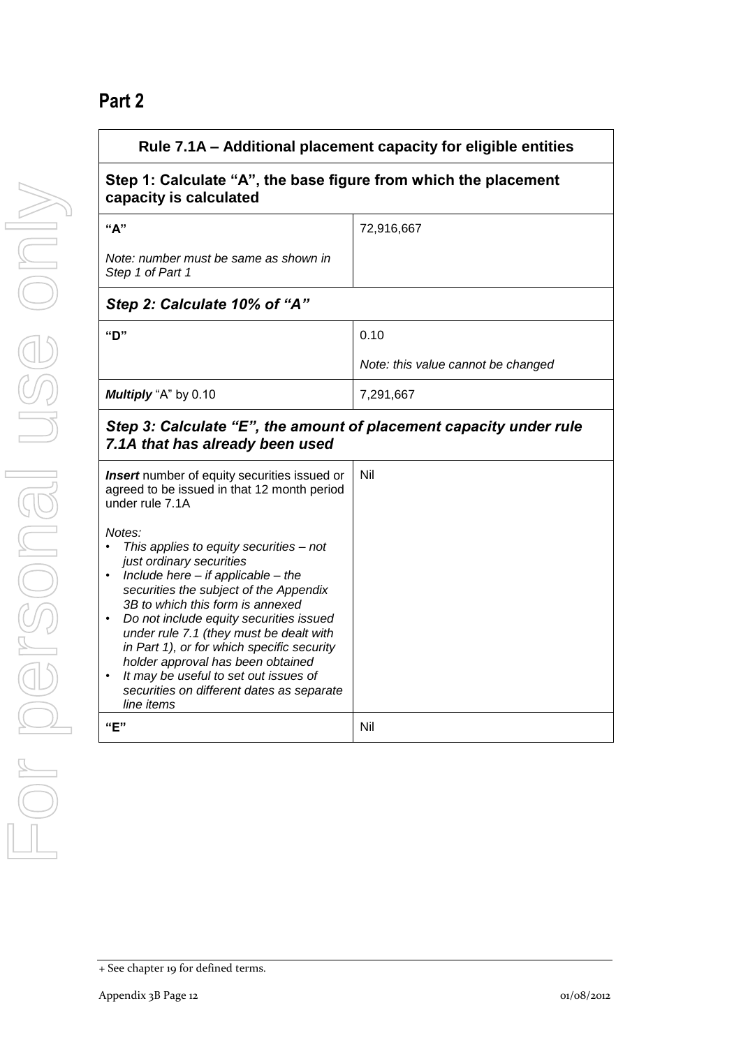## Part 2

| Rule 7.1A – Additional placement capacity for eligible entities | |
|---|---|
| **Step 1: Calculate "A", the base figure from which the placement capacity is calculated** | |
| **"A"**<br><br>*Note: number must be same as shown in Step 1 of Part 1* | 72,916,667 |
| ***Step 2: Calculate 10% of "A"*** | |
| **"D"** | 0.10<br><br>*Note: this value cannot be changed* |
| ***Multiply*** "A" by 0.10 | 7,291,667 |
| ***Step 3: Calculate "E", the amount of placement capacity under rule 7.1A that has already been used*** | |
| ***Insert*** number of equity securities issued or agreed to be issued in that 12 month period under rule 7.1A<br><br>*Notes:*<br>• *This applies to equity securities – not just ordinary securities*<br>• *Include here – if applicable – the securities the subject of the Appendix 3B to which this form is annexed*<br>• *Do not include equity securities issued under rule 7.1 (they must be dealt with in Part 1), or for which specific security holder approval has been obtained*<br>• *It may be useful to set out issues of securities on different dates as separate line items* | Nil |
| **"E"** | Nil |

+ See chapter 19 for defined terms.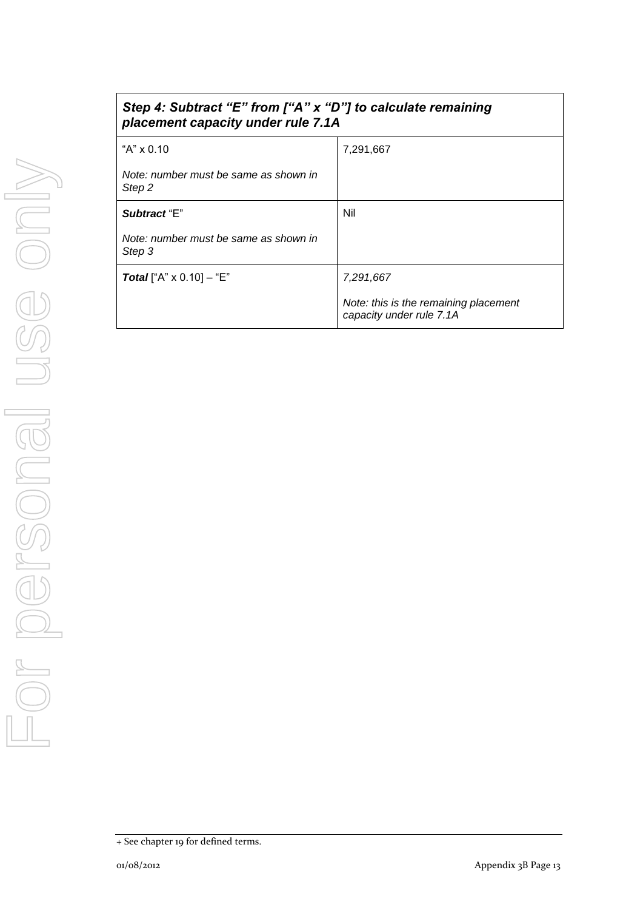| ***Step 4: Subtract "E" from ["A" x "D"] to calculate remaining placement capacity under rule 7.1A*** | |
|---|---|
| "A" x 0.10<br><br>*Note: number must be same as shown in Step 2* | 7,291,667 |
| ***Subtract*** "E"<br><br>*Note: number must be same as shown in Step 3* | Nil |
| ***Total*** ["A" x 0.10] – "E" | *7,291,667*<br><br>*Note: this is the remaining placement capacity under rule 7.1A* |

+ See chapter 19 for defined terms.